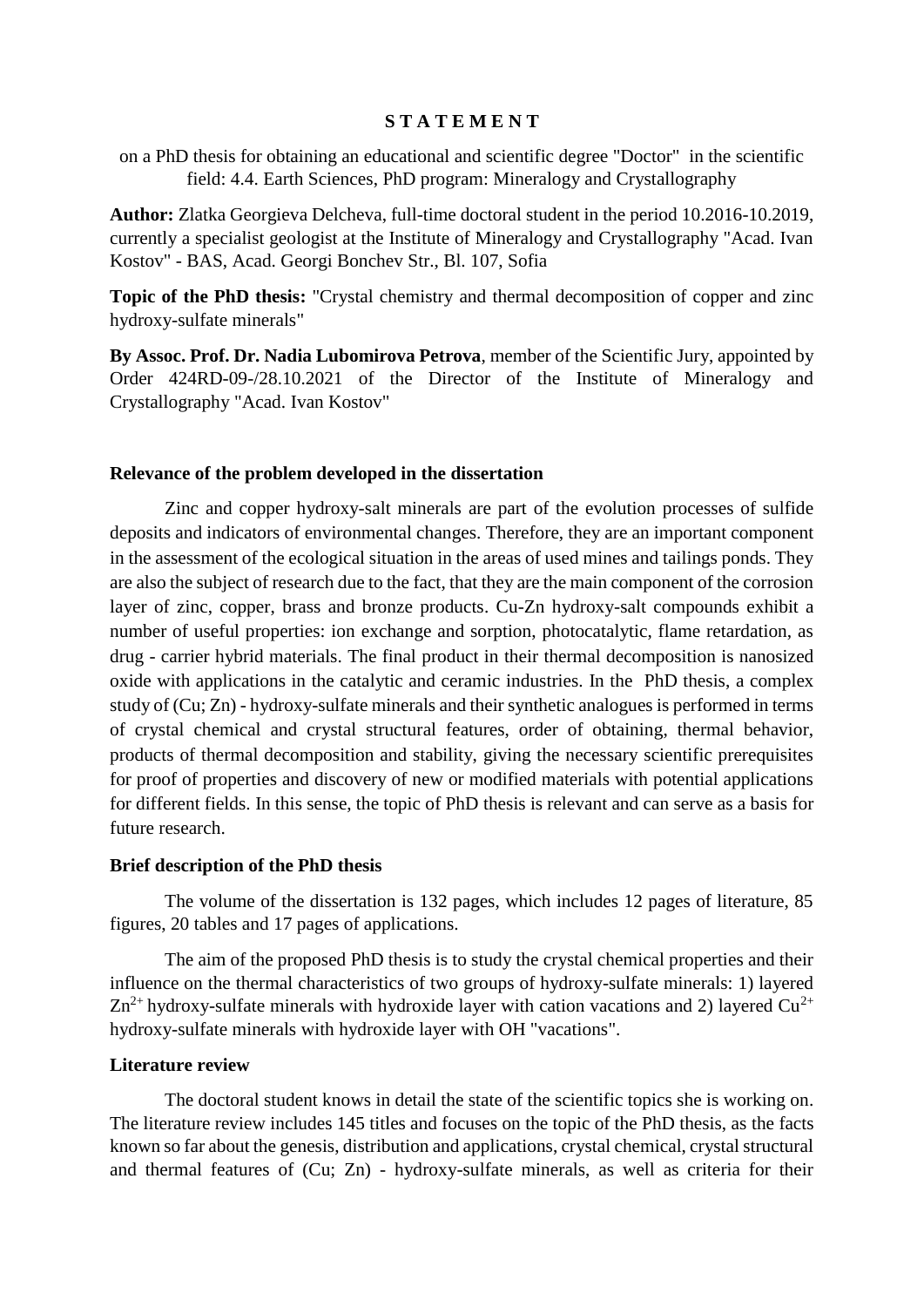# S T A T E M E N T

on a PhD thesis for obtaining an educational and scientific degree "Doctor" in the scientific field: 4.4. Earth Sciences, PhD program: Mineralogy and Crystallography

**Author:** Zlatka Georgieva Delcheva, full-time doctoral student in the period 10.2016-10.2019, currently a specialist geologist at the Institute of Mineralogy and Crystallography "Acad. Ivan Kostov" - BAS, Acad. Georgi Bonchev Str., Bl. 107, Sofia

**Topic of the PhD thesis:** "Crystal chemistry and thermal decomposition of copper and zinc hydroxy-sulfate minerals"

**By Assoc. Prof. Dr. Nadia Lubomirova Petrova**, member of the Scientific Jury, appointed by Order 424RD-09-/28.10.2021 of the Director of the Institute of Mineralogy and Crystallography "Acad. Ivan Kostov"

## Relevance of the problem developed in the dissertation

Zinc and copper hydroxy-salt minerals are part of the evolution processes of sulfide deposits and indicators of environmental changes. Therefore, they are an important component in the assessment of the ecological situation in the areas of used mines and tailings ponds. They are also the subject of research due to the fact, that they are the main component of the corrosion layer of zinc, copper, brass and bronze products. Cu-Zn hydroxy-salt compounds exhibit a number of useful properties: ion exchange and sorption, photocatalytic, flame retardation, as drug - carrier hybrid materials. The final product in their thermal decomposition is nanosized oxide with applications in the catalytic and ceramic industries. In the PhD thesis, a complex study of (Cu; Zn) - hydroxy-sulfate minerals and their synthetic analogues is performed in terms of crystal chemical and crystal structural features, order of obtaining, thermal behavior, products of thermal decomposition and stability, giving the necessary scientific prerequisites for proof of properties and discovery of new or modified materials with potential applications for different fields. In this sense, the topic of PhD thesis is relevant and can serve as a basis for future research.

## Brief description of the PhD thesis

The volume of the dissertation is 132 pages, which includes 12 pages of literature, 85 figures, 20 tables and 17 pages of applications.

The aim of the proposed PhD thesis is to study the crystal chemical properties and their influence on the thermal characteristics of two groups of hydroxy-sulfate minerals: 1) layered $Zn^{2+}$ hydroxy-sulfate minerals with hydroxide layer with cation vacations and 2) layered $Cu^{2+}$ hydroxy-sulfate minerals with hydroxide layer with OH "vacations".

## Literature review

The doctoral student knows in detail the state of the scientific topics she is working on. The literature review includes 145 titles and focuses on the topic of the PhD thesis, as the facts known so far about the genesis, distribution and applications, crystal chemical, crystal structural and thermal features of (Cu; Zn) - hydroxy-sulfate minerals, as well as criteria for their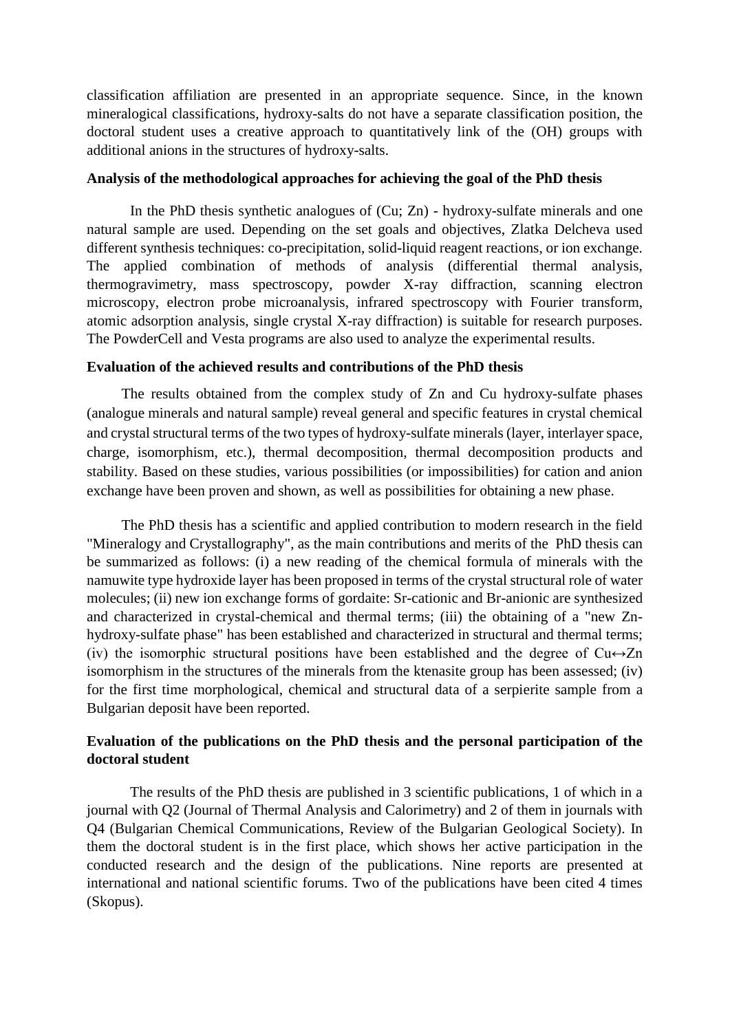classification affiliation are presented in an appropriate sequence. Since, in the known mineralogical classifications, hydroxy-salts do not have a separate classification position, the doctoral student uses a creative approach to quantitatively link of the (OH) groups with additional anions in the structures of hydroxy-salts.

**Analysis of the methodological approaches for achieving the goal of the PhD thesis**

In the PhD thesis synthetic analogues of (Cu; Zn) - hydroxy-sulfate minerals and one natural sample are used. Depending on the set goals and objectives, Zlatka Delcheva used different synthesis techniques: co-precipitation, solid-liquid reagent reactions, or ion exchange. The applied combination of methods of analysis (differential thermal analysis, thermogravimetry, mass spectroscopy, powder X-ray diffraction, scanning electron microscopy, electron probe microanalysis, infrared spectroscopy with Fourier transform, atomic adsorption analysis, single crystal X-ray diffraction) is suitable for research purposes. The PowderCell and Vesta programs are also used to analyze the experimental results.

**Evaluation of the achieved results and contributions of the PhD thesis**

The results obtained from the complex study of Zn and Cu hydroxy-sulfate phases (analogue minerals and natural sample) reveal general and specific features in crystal chemical and crystal structural terms of the two types of hydroxy-sulfate minerals (layer, interlayer space, charge, isomorphism, etc.), thermal decomposition, thermal decomposition products and stability. Based on these studies, various possibilities (or impossibilities) for cation and anion exchange have been proven and shown, as well as possibilities for obtaining a new phase.

The PhD thesis has a scientific and applied contribution to modern research in the field "Mineralogy and Crystallography", as the main contributions and merits of the PhD thesis can be summarized as follows: (i) a new reading of the chemical formula of minerals with the namuwite type hydroxide layer has been proposed in terms of the crystal structural role of water molecules; (ii) new ion exchange forms of gordaite: Sr-cationic and Br-anionic are synthesized and characterized in crystal-chemical and thermal terms; (iii) the obtaining of a "new Zn-hydroxy-sulfate phase" has been established and characterized in structural and thermal terms; (iv) the isomorphic structural positions have been established and the degree of Cu↔Zn isomorphism in the structures of the minerals from the ktenasite group has been assessed; (iv) for the first time morphological, chemical and structural data of a serpierite sample from a Bulgarian deposit have been reported.

**Evaluation of the publications on the PhD thesis and the personal participation of the doctoral student**

The results of the PhD thesis are published in 3 scientific publications, 1 of which in a journal with Q2 (Journal of Thermal Analysis and Calorimetry) and 2 of them in journals with Q4 (Bulgarian Chemical Communications, Review of the Bulgarian Geological Society). In them the doctoral student is in the first place, which shows her active participation in the conducted research and the design of the publications. Nine reports are presented at international and national scientific forums. Two of the publications have been cited 4 times (Skopus).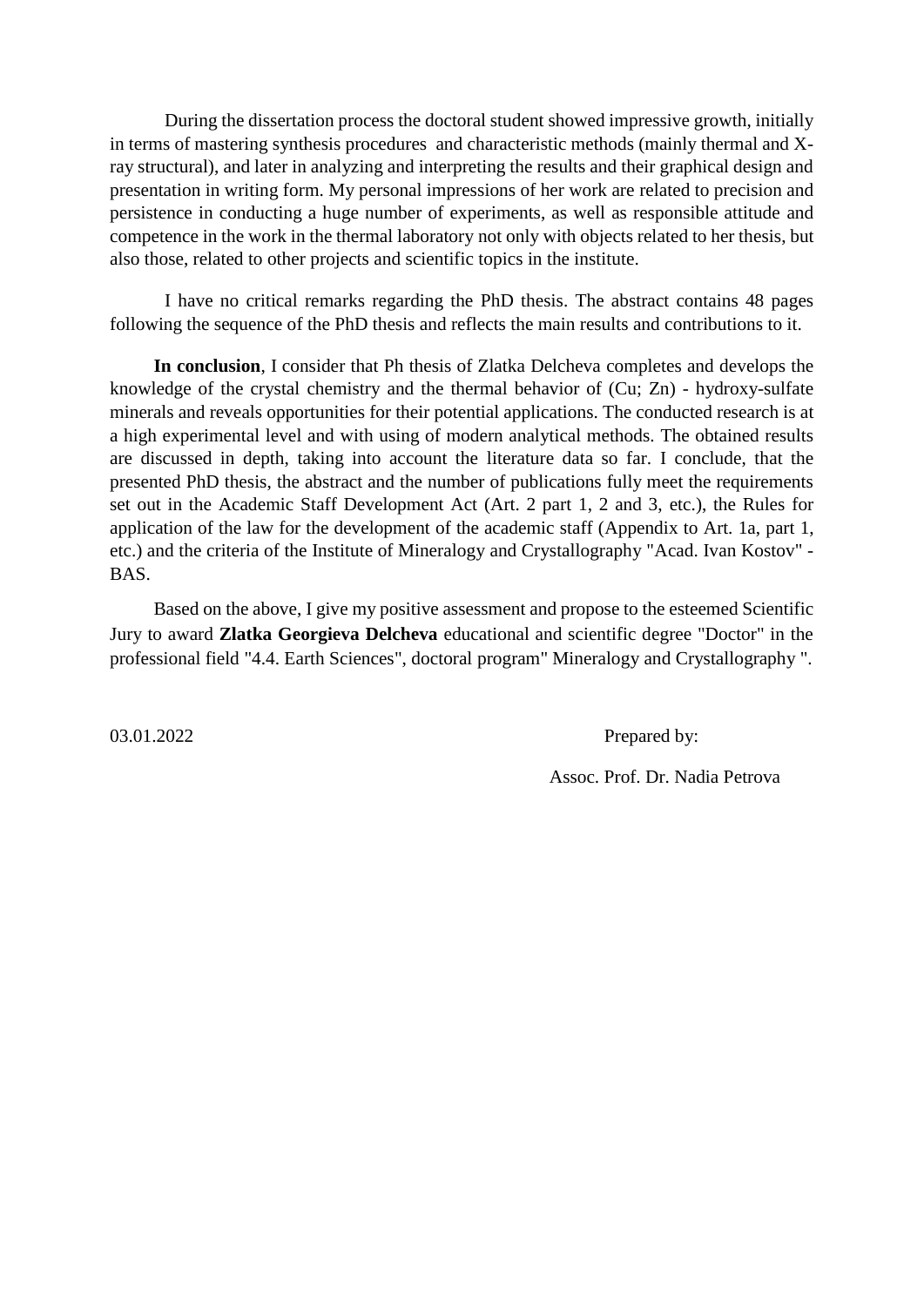During the dissertation process the doctoral student showed impressive growth, initially in terms of mastering synthesis procedures and characteristic methods (mainly thermal and X-ray structural), and later in analyzing and interpreting the results and their graphical design and presentation in writing form. My personal impressions of her work are related to precision and persistence in conducting a huge number of experiments, as well as responsible attitude and competence in the work in the thermal laboratory not only with objects related to her thesis, but also those, related to other projects and scientific topics in the institute.

I have no critical remarks regarding the PhD thesis. The abstract contains 48 pages following the sequence of the PhD thesis and reflects the main results and contributions to it.

**In conclusion**, I consider that Ph thesis of Zlatka Delcheva completes and develops the knowledge of the crystal chemistry and the thermal behavior of (Cu; Zn) - hydroxy-sulfate minerals and reveals opportunities for their potential applications. The conducted research is at a high experimental level and with using of modern analytical methods. The obtained results are discussed in depth, taking into account the literature data so far. I conclude, that the presented PhD thesis, the abstract and the number of publications fully meet the requirements set out in the Academic Staff Development Act (Art. 2 part 1, 2 and 3, etc.), the Rules for application of the law for the development of the academic staff (Appendix to Art. 1a, part 1, etc.) and the criteria of the Institute of Mineralogy and Crystallography "Acad. Ivan Kostov" - BAS.

Based on the above, I give my positive assessment and propose to the esteemed Scientific Jury to award **Zlatka Georgieva Delcheva** educational and scientific degree "Doctor" in the professional field "4.4. Earth Sciences", doctoral program" Mineralogy and Crystallography ".

03.01.2022

Prepared by:

Assoc. Prof. Dr. Nadia Petrova